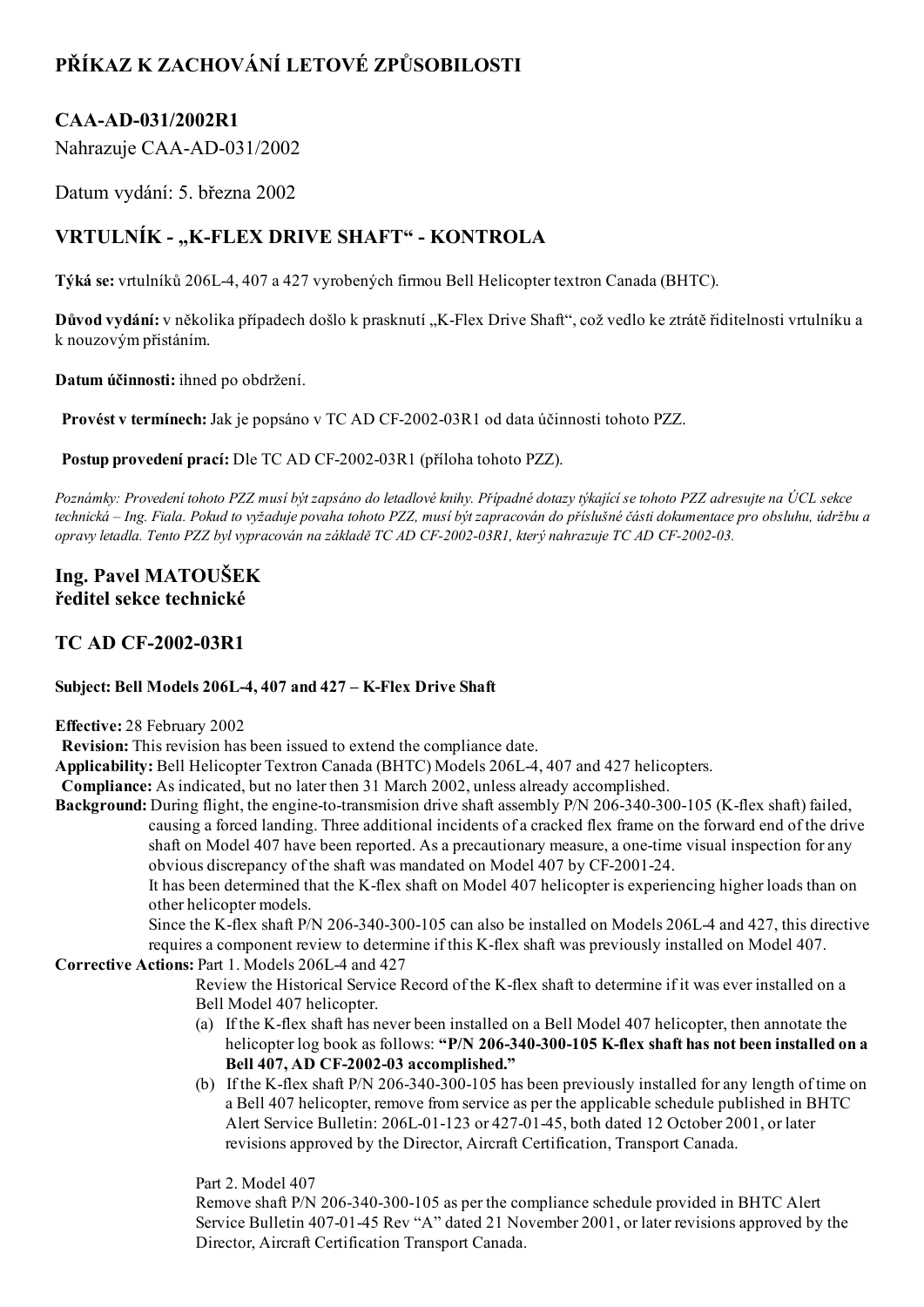# PŘÍKAZ K ZACHOVÁNÍ LETOVÉ ZPŮSOBILOSTI

## CAA-AD-031/2002R1

Nahrazuje CAA-AD-031/2002

Datum vydání: 5. března 2002

## VRTULNÍK - „K-FLEX DRIVE SHAFT“ - KONTROLA

**Týká se:** vrtulníků 206L-4, 407 a 427 vyrobených firmou Bell Helicopter textron Canada (BHTC).

**Důvod vydání:** v několika případech došlo k prasknutí „K-Flex Drive Shaft“, což vedlo ke ztrátě řiditelnosti vrtulníku a k nouzovým přistáním.

**Datum účinnosti:** ihned po obdržení.

**Provést v termínech:** Jak je popsáno v TC AD CF-2002-03R1 od data účinnosti tohoto PZZ.

**Postup provedení prací:** Dle TC AD CF-2002-03R1 (příloha tohoto PZZ).

*Poznámky: Provedení tohoto PZZ musí být zapsáno do letadlové knihy. Případné dotazy týkající se tohoto PZZ adresujte na ÚCL sekce technická – Ing. Fiala. Pokud to vyžaduje povaha tohoto PZZ, musí být zapracován do příslušné části dokumentace pro obsluhu, údržbu a opravy letadla. Tento PZZ byl vypracován na základě TC AD CF-2002-03R1, který nahrazuje TC AD CF-2002-03.*

**Ing. Pavel MATOUŠEK**
**ředitel sekce technické**

## TC AD CF-2002-03R1

**Subject: Bell Models 206L-4, 407 and 427 – K-Flex Drive Shaft**

**Effective:** 28 February 2002

**Revision:** This revision has been issued to extend the compliance date.

**Applicability:** Bell Helicopter Textron Canada (BHTC) Models 206L-4, 407 and 427 helicopters.

**Compliance:** As indicated, but no later then 31 March 2002, unless already accomplished.

**Background:** During flight, the engine-to-transmision drive shaft assembly P/N 206-340-300-105 (K-flex shaft) failed, causing a forced landing. Three additional incidents of a cracked flex frame on the forward end of the drive shaft on Model 407 have been reported. As a precautionary measure, a one-time visual inspection for any obvious discrepancy of the shaft was mandated on Model 407 by CF-2001-24.

It has been determined that the K-flex shaft on Model 407 helicopter is experiencing higher loads than on other helicopter models.

Since the K-flex shaft P/N 206-340-300-105 can also be installed on Models 206L-4 and 427, this directive requires a component review to determine if this K-flex shaft was previously installed on Model 407.

**Corrective Actions:** Part 1. Models 206L-4 and 427

Review the Historical Service Record of the K-flex shaft to determine if it was ever installed on a Bell Model 407 helicopter.

(a) If the K-flex shaft has never been installed on a Bell Model 407 helicopter, then annotate the helicopter log book as follows: **“P/N 206-340-300-105 K-flex shaft has not been installed on a Bell 407, AD CF-2002-03 accomplished.”**

(b) If the K-flex shaft P/N 206-340-300-105 has been previously installed for any length of time on a Bell 407 helicopter, remove from service as per the applicable schedule published in BHTC Alert Service Bulletin: 206L-01-123 or 427-01-45, both dated 12 October 2001, or later revisions approved by the Director, Aircraft Certification, Transport Canada.

Part 2. Model 407

Remove shaft P/N 206-340-300-105 as per the compliance schedule provided in BHTC Alert Service Bulletin 407-01-45 Rev “A” dated 21 November 2001, or later revisions approved by the Director, Aircraft Certification Transport Canada.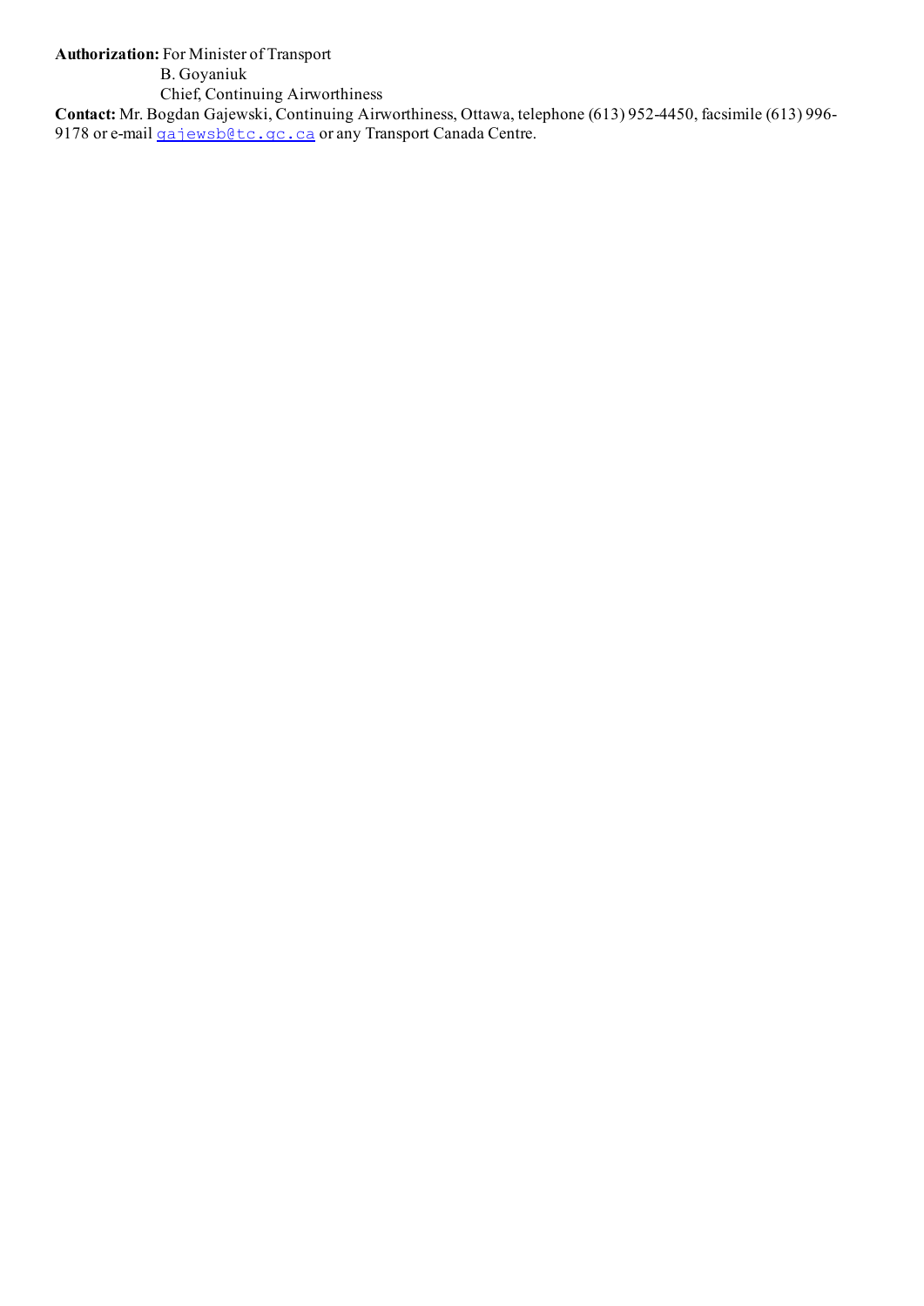**Authorization:** For Minister of Transport
B. Goyaniuk
Chief, Continuing Airworthiness

**Contact:** Mr. Bogdan Gajewski, Continuing Airworthiness, Ottawa, telephone (613) 952-4450, facsimile (613) 996-9178 or e-mail gajewsb@tc.gc.ca or any Transport Canada Centre.